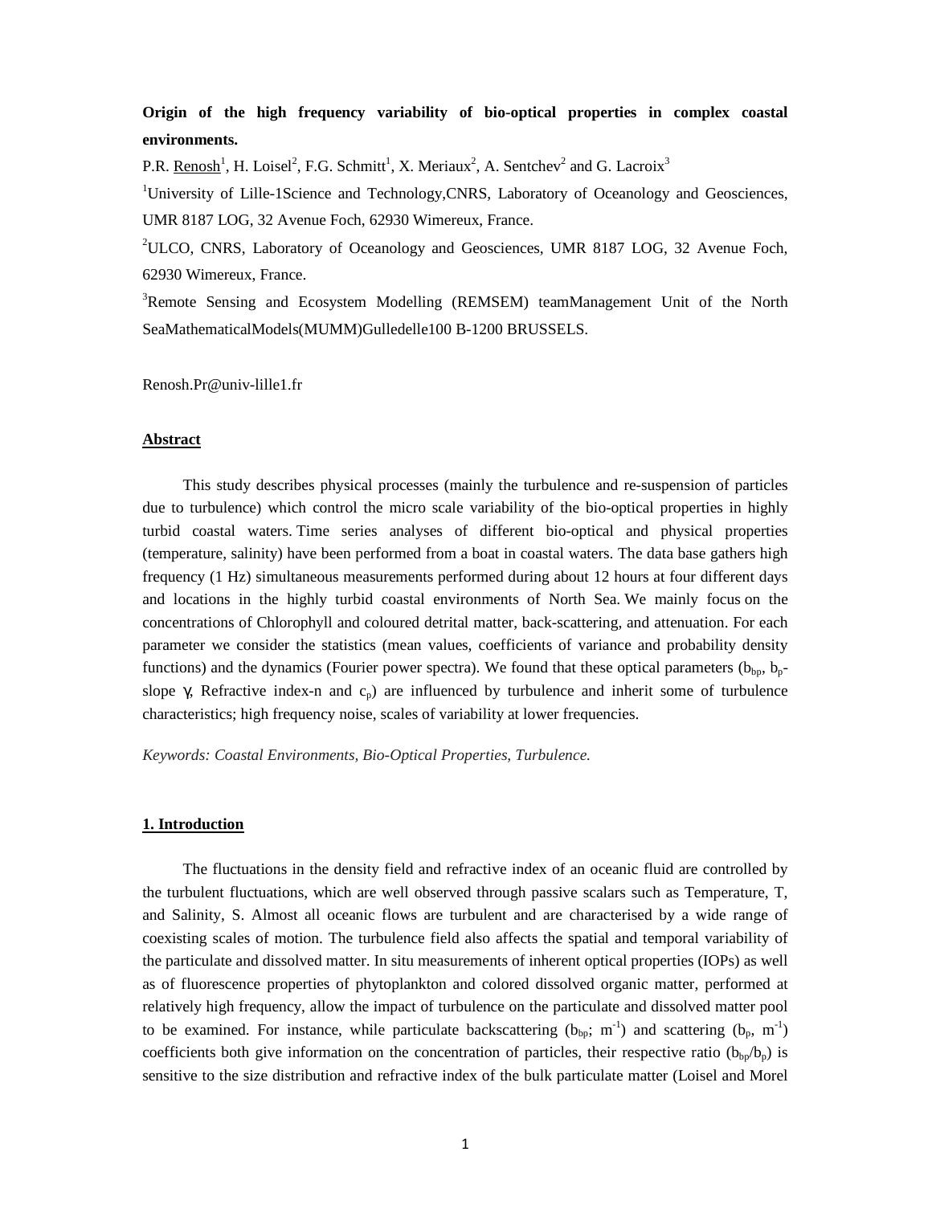**Origin of the high frequency variability of bio-optical properties in complex coastal environments.**

P.R. Renosh[1], H. Loisel[2], F.G. Schmitt[1], X. Meriaux[2], A. Sentchev[2] and G. Lacroix[3]

[1]University of Lille-1Science and Technology,CNRS, Laboratory of Oceanology and Geosciences, UMR 8187 LOG, 32 Avenue Foch, 62930 Wimereux, France.

[2]ULCO, CNRS, Laboratory of Oceanology and Geosciences, UMR 8187 LOG, 32 Avenue Foch, 62930 Wimereux, France.

[3]Remote Sensing and Ecosystem Modelling (REMSEM) teamManagement Unit of the North SeaMathematicalModels(MUMM)Gulledelle100 B-1200 BRUSSELS.

Renosh.Pr@univ-lille1.fr

## Abstract

This study describes physical processes (mainly the turbulence and re-suspension of particles due to turbulence) which control the micro scale variability of the bio-optical properties in highly turbid coastal waters. Time series analyses of different bio-optical and physical properties (temperature, salinity) have been performed from a boat in coastal waters. The data base gathers high frequency (1 Hz) simultaneous measurements performed during about 12 hours at four different days and locations in the highly turbid coastal environments of North Sea. We mainly focus on the concentrations of Chlorophyll and coloured detrital matter, back-scattering, and attenuation. For each parameter we consider the statistics (mean values, coefficients of variance and probability density functions) and the dynamics (Fourier power spectra). We found that these optical parameters ($b_{bp}$, $b_p$-slope $\gamma$, Refractive index-n and $c_p$) are influenced by turbulence and inherit some of turbulence characteristics; high frequency noise, scales of variability at lower frequencies.

*Keywords: Coastal Environments, Bio-Optical Properties, Turbulence.*

## 1. Introduction

The fluctuations in the density field and refractive index of an oceanic fluid are controlled by the turbulent fluctuations, which are well observed through passive scalars such as Temperature, T, and Salinity, S. Almost all oceanic flows are turbulent and are characterised by a wide range of coexisting scales of motion. The turbulence field also affects the spatial and temporal variability of the particulate and dissolved matter. In situ measurements of inherent optical properties (IOPs) as well as of fluorescence properties of phytoplankton and colored dissolved organic matter, performed at relatively high frequency, allow the impact of turbulence on the particulate and dissolved matter pool to be examined. For instance, while particulate backscattering ($b_{bp}$; $m^{-1}$) and scattering ($b_p$, $m^{-1}$) coefficients both give information on the concentration of particles, their respective ratio ($b_{bp}/b_p$) is sensitive to the size distribution and refractive index of the bulk particulate matter (Loisel and Morel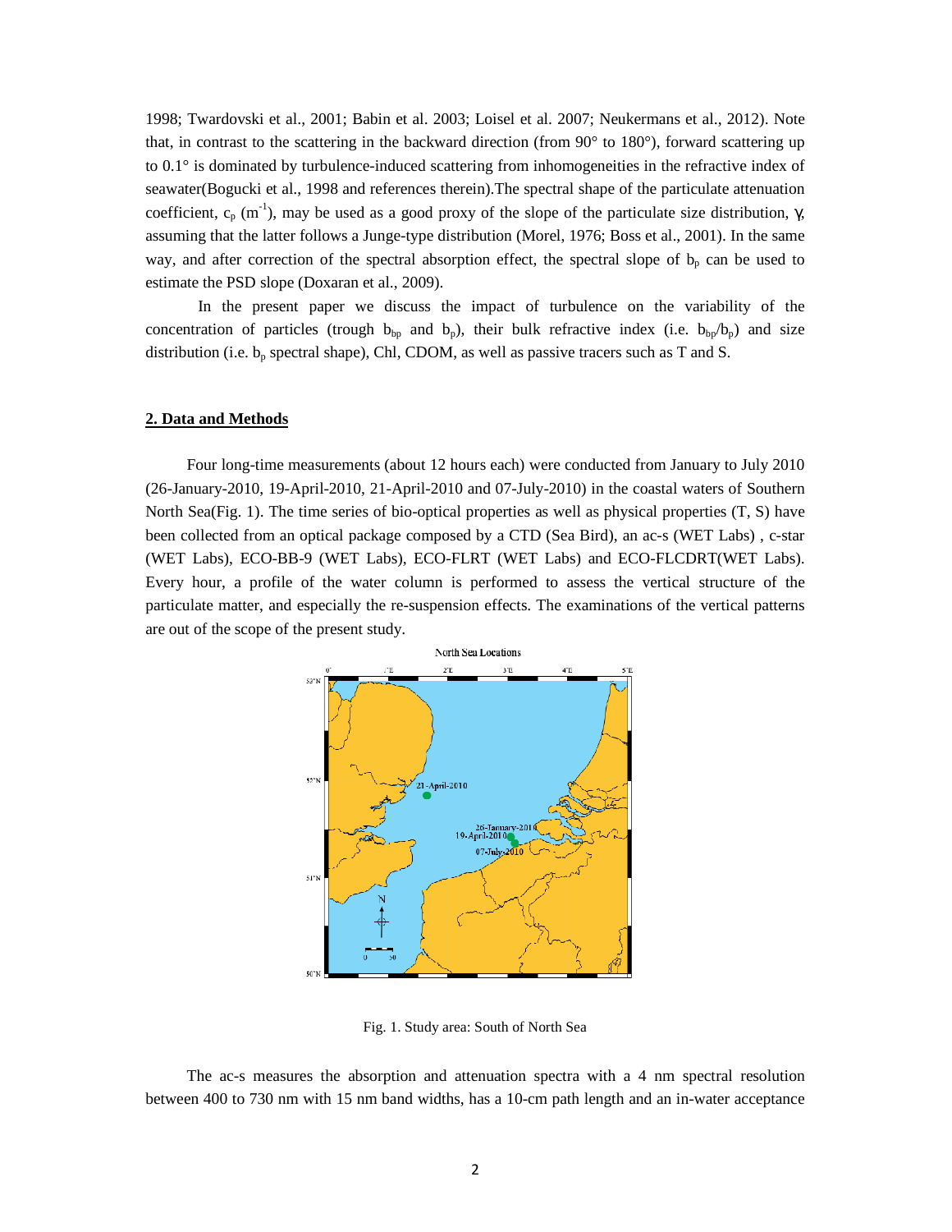1998; Twardovski et al., 2001; Babin et al. 2003; Loisel et al. 2007; Neukermans et al., 2012). Note that, in contrast to the scattering in the backward direction (from 90° to 180°), forward scattering up to 0.1° is dominated by turbulence-induced scattering from inhomogeneities in the refractive index of seawater(Bogucki et al., 1998 and references therein).The spectral shape of the particulate attenuation coefficient, $c_p$ ($m^{-1}$), may be used as a good proxy of the slope of the particulate size distribution, $\gamma$, assuming that the latter follows a Junge-type distribution (Morel, 1976; Boss et al., 2001). In the same way, and after correction of the spectral absorption effect, the spectral slope of $b_p$ can be used to estimate the PSD slope (Doxaran et al., 2009).

In the present paper we discuss the impact of turbulence on the variability of the concentration of particles (trough $b_{bp}$ and $b_p$), their bulk refractive index (i.e. $b_{bp}/b_p$) and size distribution (i.e. $b_p$ spectral shape), Chl, CDOM, as well as passive tracers such as T and S.

## 2. Data and Methods

Four long-time measurements (about 12 hours each) were conducted from January to July 2010 (26-January-2010, 19-April-2010, 21-April-2010 and 07-July-2010) in the coastal waters of Southern North Sea(Fig. 1). The time series of bio-optical properties as well as physical properties (T, S) have been collected from an optical package composed by a CTD (Sea Bird), an ac-s (WET Labs) , c-star (WET Labs), ECO-BB-9 (WET Labs), ECO-FLRT (WET Labs) and ECO-FLCDRT(WET Labs). Every hour, a profile of the water column is performed to assess the vertical structure of the particulate matter, and especially the re-suspension effects. The examinations of the vertical patterns are out of the scope of the present study.

Fig. 1. Study area: South of North Sea

The ac-s measures the absorption and attenuation spectra with a 4 nm spectral resolution between 400 to 730 nm with 15 nm band widths, has a 10-cm path length and an in-water acceptance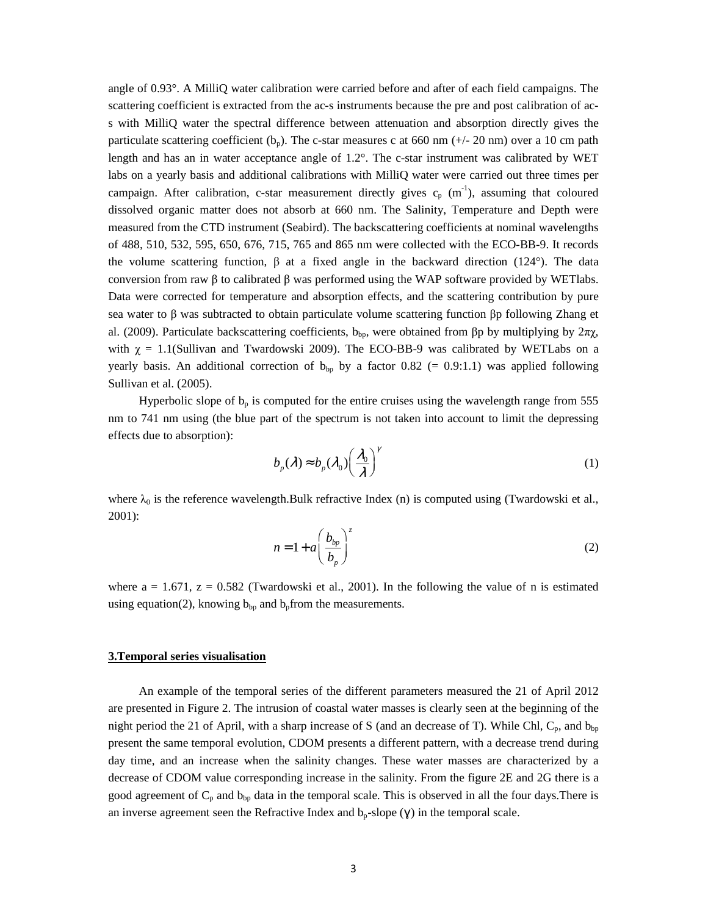angle of 0.93°. A MilliQ water calibration were carried before and after of each field campaigns. The scattering coefficient is extracted from the ac-s instruments because the pre and post calibration of ac-s with MilliQ water the spectral difference between attenuation and absorption directly gives the particulate scattering coefficient ($b_p$). The c-star measures c at 660 nm (+/- 20 nm) over a 10 cm path length and has an in water acceptance angle of 1.2°. The c-star instrument was calibrated by WET labs on a yearly basis and additional calibrations with MilliQ water were carried out three times per campaign. After calibration, c-star measurement directly gives $c_p$ ($m^{-1}$), assuming that coloured dissolved organic matter does not absorb at 660 nm. The Salinity, Temperature and Depth were measured from the CTD instrument (Seabird). The backscattering coefficients at nominal wavelengths of 488, 510, 532, 595, 650, 676, 715, 765 and 865 nm were collected with the ECO-BB-9. It records the volume scattering function, β at a fixed angle in the backward direction (124°). The data conversion from raw β to calibrated β was performed using the WAP software provided by WETlabs. Data were corrected for temperature and absorption effects, and the scattering contribution by pure sea water to β was subtracted to obtain particulate volume scattering function βp following Zhang et al. (2009). Particulate backscattering coefficients, $b_{bp}$, were obtained from βp by multiplying by $2\pi\chi$, with $\chi$ = 1.1(Sullivan and Twardowski 2009). The ECO-BB-9 was calibrated by WETLabs on a yearly basis. An additional correction of $b_{bp}$ by a factor 0.82 (= 0.9:1.1) was applied following Sullivan et al. (2005).

Hyperbolic slope of $b_p$ is computed for the entire cruises using the wavelength range from 555 nm to 741 nm using (the blue part of the spectrum is not taken into account to limit the depressing effects due to absorption):

$$b_p(\lambda) \approx b_p(\lambda_0)\left(\frac{\lambda_0}{\lambda}\right)^{\gamma} \quad (1)$$

where $\lambda_0$ is the reference wavelength.Bulk refractive Index (n) is computed using (Twardowski et al., 2001):

$$n = 1 + a\left(\frac{b_{bp}}{b_p}\right)^{z} \quad (2)$$

where a = 1.671, z = 0.582 (Twardowski et al., 2001). In the following the value of n is estimated using equation(2), knowing $b_{bp}$ and $b_p$from the measurements.

## 3.Temporal series visualisation

An example of the temporal series of the different parameters measured the 21 of April 2012 are presented in Figure 2. The intrusion of coastal water masses is clearly seen at the beginning of the night period the 21 of April, with a sharp increase of S (and an decrease of T). While Chl, $C_p$, and $b_{bp}$ present the same temporal evolution, CDOM presents a different pattern, with a decrease trend during day time, and an increase when the salinity changes. These water masses are characterized by a decrease of CDOM value corresponding increase in the salinity. From the figure 2E and 2G there is a good agreement of $C_p$ and $b_{bp}$ data in the temporal scale. This is observed in all the four days.There is an inverse agreement seen the Refractive Index and $b_p$-slope (γ) in the temporal scale.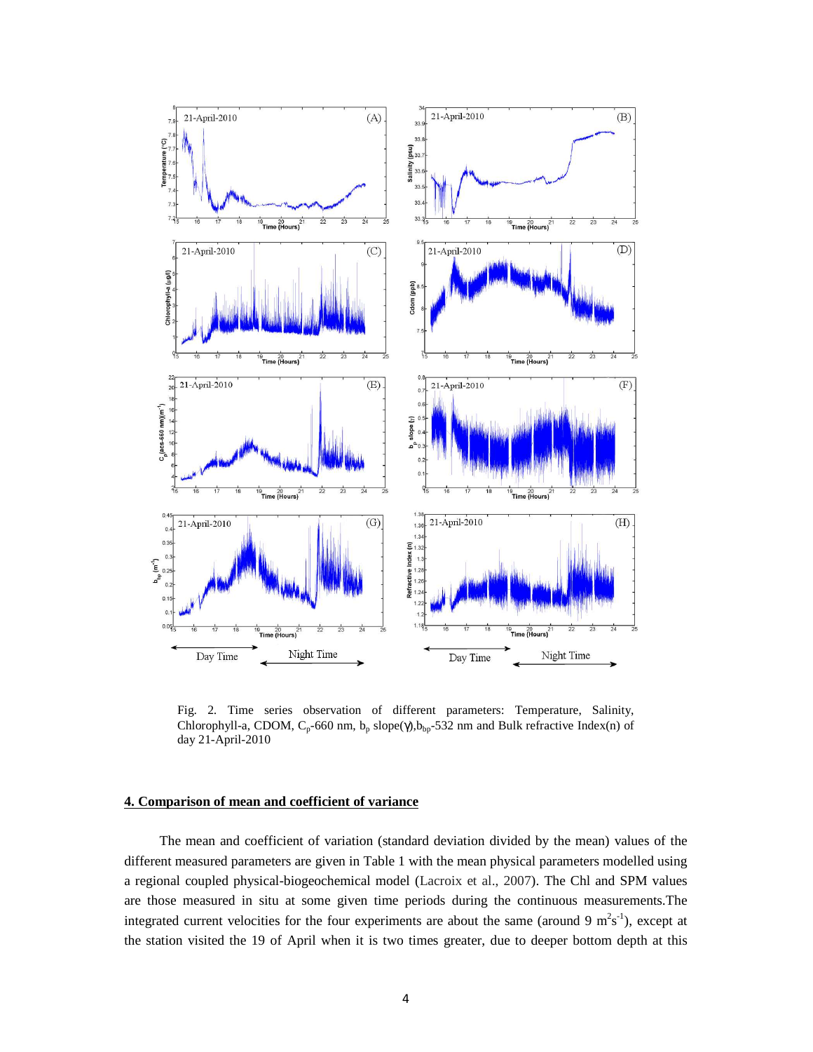Fig. 2. Time series observation of different parameters: Temperature, Salinity, Chlorophyll-a, CDOM, $C_p$-660 nm, $b_p$ slope($\gamma$),$b_{bp}$-532 nm and Bulk refractive Index(n) of day 21-April-2010

## 4. Comparison of mean and coefficient of variance

The mean and coefficient of variation (standard deviation divided by the mean) values of the different measured parameters are given in Table 1 with the mean physical parameters modelled using a regional coupled physical-biogeochemical model (Lacroix et al., 2007). The Chl and SPM values are those measured in situ at some given time periods during the continuous measurements.The integrated current velocities for the four experiments are about the same (around 9 $m^2s^{-1}$), except at the station visited the 19 of April when it is two times greater, due to deeper bottom depth at this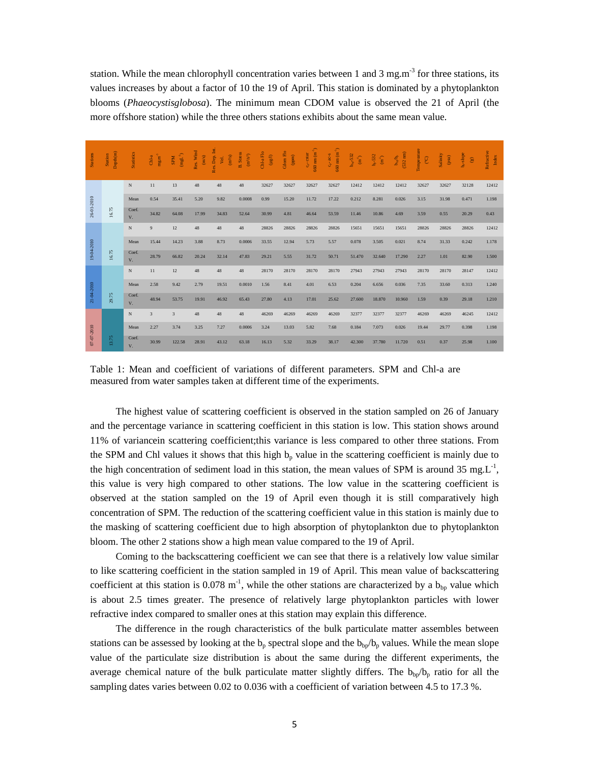station. While the mean chlorophyll concentration varies between 1 and 3 mg.m$^{-3}$ for three stations, its values increases by about a factor of 10 the 19 of April. This station is dominated by a phytoplankton blooms (*Phaeocystisglobosa*). The minimum mean CDOM value is observed the 21 of April (the more offshore station) while the three others stations exhibits about the same mean value.

| Stations | Station Depth(m) | Statistics | Chl-a mg.m$^{-3}$ | SPM (mgL$^{-1}$) | Res. Wind (m/s) | Res. Dep. Int. Vel. (m/s) | B. Stress (m$^2$/s$^2$) | Chl-a Flo (µg/l) | Glom Flo (ppm) | $c_p$- cstar 660 nm (m$^{-1}$) | $c_p$- ac-s 660 nm (m$^{-1}$) | $b_{bp}$-532 (m$^{-1}$) | $b_p$-532 (m$^{-1}$) | $b_{bp}/b_p$ (532 nm) | Temperature (°C) | Salinity (psu) | $b_p$-slope (χ) | Refractive Index |
|---|---|---|---|---|---|---|---|---|---|---|---|---|---|---|---|---|---|---|
| 26-01-2010 | 16.75 | N | 11 | 13 | 48 | 48 | 48 | 32627 | 32627 | 32627 | 32627 | 12412 | 12412 | 12412 | 32627 | 32627 | 32128 | 12412 |
| | | Mean | 0.54 | 35.41 | 5.20 | 9.82 | 0.0008 | 0.99 | 15.20 | 11.72 | 17.22 | 0.212 | 8.281 | 0.026 | 3.15 | 31.98 | 0.471 | 1.198 |
| | | Coef. V. | 34.82 | 64.08 | 17.99 | 34.83 | 52.64 | 30.99 | 4.81 | 46.64 | 53.59 | 11.46 | 10.86 | 4.69 | 3.59 | 0.55 | 20.29 | 0.43 |
| 19-04-2010 | 16.75 | N | 9 | 12 | 48 | 48 | 48 | 28826 | 28826 | 28826 | 28826 | 15651 | 15651 | 15651 | 28826 | 28826 | 28826 | 12412 |
| | | Mean | 15.44 | 14.23 | 3.88 | 8.73 | 0.0006 | 33.55 | 12.94 | 5.73 | 5.57 | 0.078 | 3.505 | 0.021 | 8.74 | 31.33 | 0.242 | 1.178 |
| | | Coef. V. | 28.79 | 66.82 | 20.24 | 32.14 | 47.83 | 29.21 | 5.55 | 31.72 | 50.71 | 51.470 | 32.640 | 17.290 | 2.27 | 1.01 | 82.90 | 1.500 |
| 21-04-2010 | 29.75 | N | 11 | 12 | 48 | 48 | 48 | 28170 | 28170 | 28170 | 28170 | 27943 | 27943 | 27943 | 28170 | 28170 | 28147 | 12412 |
| | | Mean | 2.58 | 9.42 | 2.79 | 19.51 | 0.0010 | 1.56 | 8.41 | 4.01 | 6.53 | 0.204 | 6.656 | 0.036 | 7.35 | 33.60 | 0.313 | 1.240 |
| | | Coef. V. | 48.94 | 53.75 | 19.91 | 46.92 | 65.43 | 27.80 | 4.13 | 17.01 | 25.62 | 27.600 | 18.870 | 10.960 | 1.59 | 0.39 | 29.18 | 1.210 |
| 07-07-2010 | 13.75 | N | 3 | 3 | 48 | 48 | 48 | 46269 | 46269 | 46269 | 46269 | 32377 | 32377 | 32377 | 46269 | 46269 | 46245 | 12412 |
| | | Mean | 2.27 | 3.74 | 3.25 | 7.27 | 0.0006 | 3.24 | 13.03 | 5.82 | 7.68 | 0.184 | 7.073 | 0.026 | 19.44 | 29.77 | 0.398 | 1.198 |
| | | Coef. V. | 30.99 | 122.58 | 28.91 | 43.12 | 63.18 | 16.13 | 5.32 | 33.29 | 38.17 | 42.300 | 37.780 | 11.720 | 0.51 | 0.37 | 25.98 | 1.100 |

Table 1: Mean and coefficient of variations of different parameters. SPM and Chl-a are measured from water samples taken at different time of the experiments.

The highest value of scattering coefficient is observed in the station sampled on 26 of January and the percentage variance in scattering coefficient in this station is low. This station shows around 11% of variancein scattering coefficient;this variance is less compared to other three stations. From the SPM and Chl values it shows that this high $b_p$ value in the scattering coefficient is mainly due to the high concentration of sediment load in this station, the mean values of SPM is around 35 mg.L$^{-1}$, this value is very high compared to other stations. The low value in the scattering coefficient is observed at the station sampled on the 19 of April even though it is still comparatively high concentration of SPM. The reduction of the scattering coefficient value in this station is mainly due to the masking of scattering coefficient due to high absorption of phytoplankton due to phytoplankton bloom. The other 2 stations show a high mean value compared to the 19 of April.

Coming to the backscattering coefficient we can see that there is a relatively low value similar to like scattering coefficient in the station sampled in 19 of April. This mean value of backscattering coefficient at this station is 0.078 m$^{-1}$, while the other stations are characterized by a $b_{bp}$ value which is about 2.5 times greater. The presence of relatively large phytoplankton particles with lower refractive index compared to smaller ones at this station may explain this difference.

The difference in the rough characteristics of the bulk particulate matter assembles between stations can be assessed by looking at the $b_p$ spectral slope and the $b_{bp}/b_p$ values. While the mean slope value of the particulate size distribution is about the same during the different experiments, the average chemical nature of the bulk particulate matter slightly differs. The $b_{bp}/b_p$ ratio for all the sampling dates varies between 0.02 to 0.036 with a coefficient of variation between 4.5 to 17.3 %.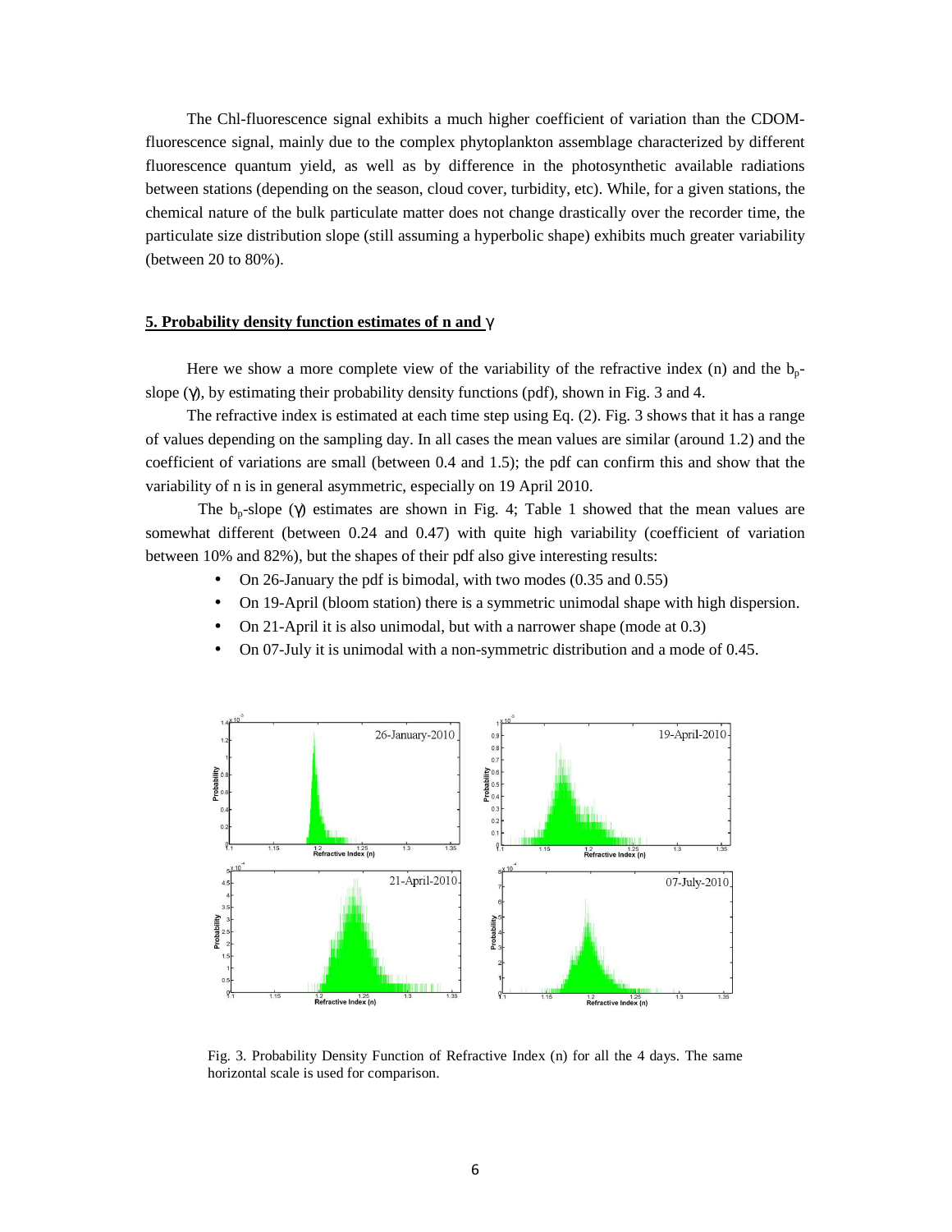The Chl-fluorescence signal exhibits a much higher coefficient of variation than the CDOM-fluorescence signal, mainly due to the complex phytoplankton assemblage characterized by different fluorescence quantum yield, as well as by difference in the photosynthetic available radiations between stations (depending on the season, cloud cover, turbidity, etc). While, for a given stations, the chemical nature of the bulk particulate matter does not change drastically over the recorder time, the particulate size distribution slope (still assuming a hyperbolic shape) exhibits much greater variability (between 20 to 80%).

## 5. Probability density function estimates of n and $\gamma$

Here we show a more complete view of the variability of the refractive index (n) and the $b_p$-slope ($\gamma$), by estimating their probability density functions (pdf), shown in Fig. 3 and 4.

The refractive index is estimated at each time step using Eq. (2). Fig. 3 shows that it has a range of values depending on the sampling day. In all cases the mean values are similar (around 1.2) and the coefficient of variations are small (between 0.4 and 1.5); the pdf can confirm this and show that the variability of n is in general asymmetric, especially on 19 April 2010.

The $b_p$-slope ($\gamma$) estimates are shown in Fig. 4; Table 1 showed that the mean values are somewhat different (between 0.24 and 0.47) with quite high variability (coefficient of variation between 10% and 82%), but the shapes of their pdf also give interesting results:

- On 26-January the pdf is bimodal, with two modes (0.35 and 0.55)
- On 19-April (bloom station) there is a symmetric unimodal shape with high dispersion.
- On 21-April it is also unimodal, but with a narrower shape (mode at 0.3)
- On 07-July it is unimodal with a non-symmetric distribution and a mode of 0.45.

Fig. 3. Probability Density Function of Refractive Index (n) for all the 4 days. The same horizontal scale is used for comparison.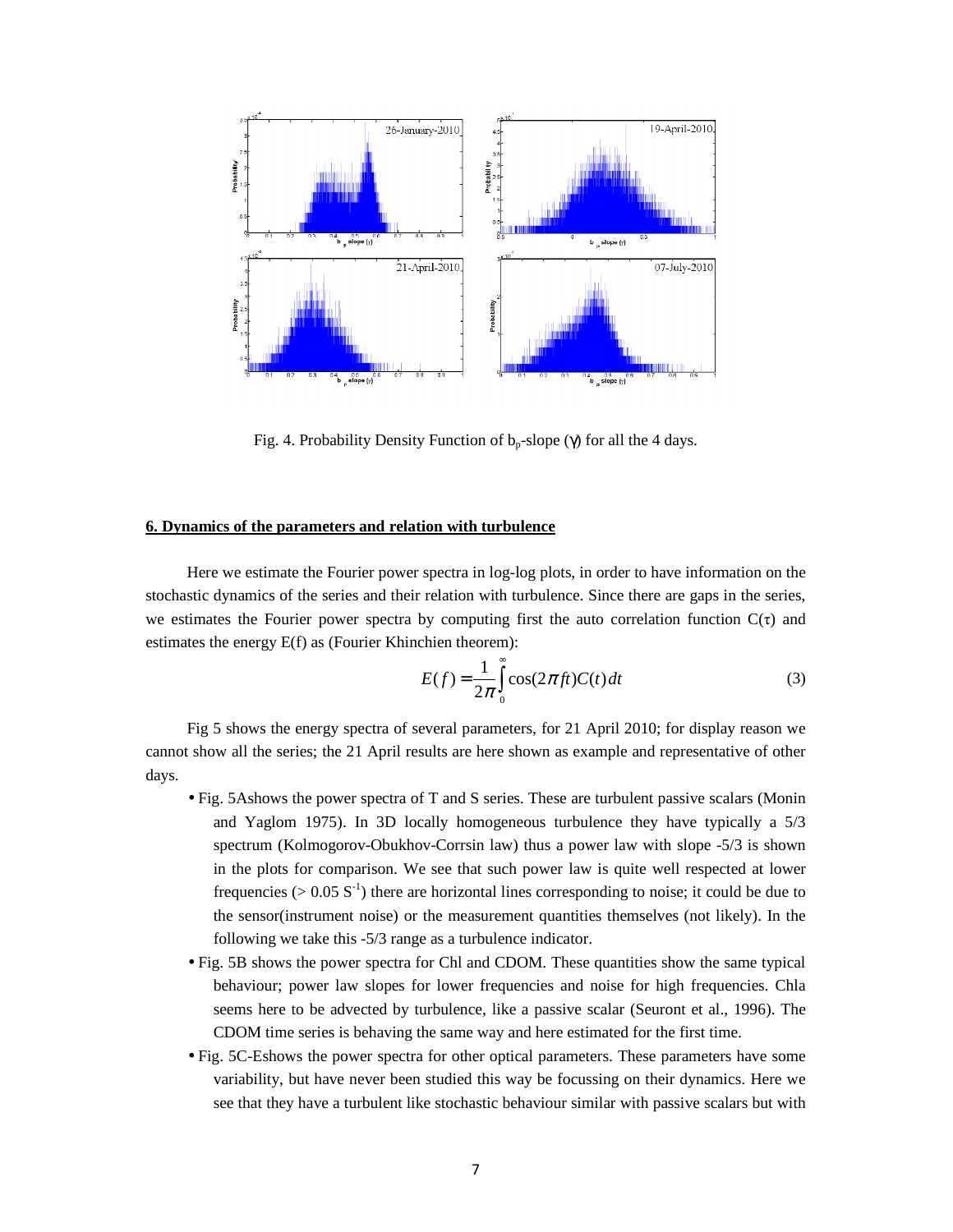Fig. 4. Probability Density Function of $b_p$-slope ($\gamma$) for all the 4 days.

## 6. Dynamics of the parameters and relation with turbulence

Here we estimate the Fourier power spectra in log-log plots, in order to have information on the stochastic dynamics of the series and their relation with turbulence. Since there are gaps in the series, we estimates the Fourier power spectra by computing first the auto correlation function $C(\tau)$ and estimates the energy $E(f)$ as (Fourier Khinchien theorem):

$$E(f) = \frac{1}{2\pi}\int_0^\infty \cos(2\pi ft)C(t)\,dt \tag{3}$$

Fig 5 shows the energy spectra of several parameters, for 21 April 2010; for display reason we cannot show all the series; the 21 April results are here shown as example and representative of other days.

- Fig. 5Ashows the power spectra of T and S series. These are turbulent passive scalars (Monin and Yaglom 1975). In 3D locally homogeneous turbulence they have typically a 5/3 spectrum (Kolmogorov-Obukhov-Corrsin law) thus a power law with slope -5/3 is shown in the plots for comparison. We see that such power law is quite well respected at lower frequencies (> 0.05 $S^{-1}$) there are horizontal lines corresponding to noise; it could be due to the sensor(instrument noise) or the measurement quantities themselves (not likely). In the following we take this -5/3 range as a turbulence indicator.
- Fig. 5B shows the power spectra for Chl and CDOM. These quantities show the same typical behaviour; power law slopes for lower frequencies and noise for high frequencies. Chla seems here to be advected by turbulence, like a passive scalar (Seuront et al., 1996). The CDOM time series is behaving the same way and here estimated for the first time.
- Fig. 5C-Eshows the power spectra for other optical parameters. These parameters have some variability, but have never been studied this way be focussing on their dynamics. Here we see that they have a turbulent like stochastic behaviour similar with passive scalars but with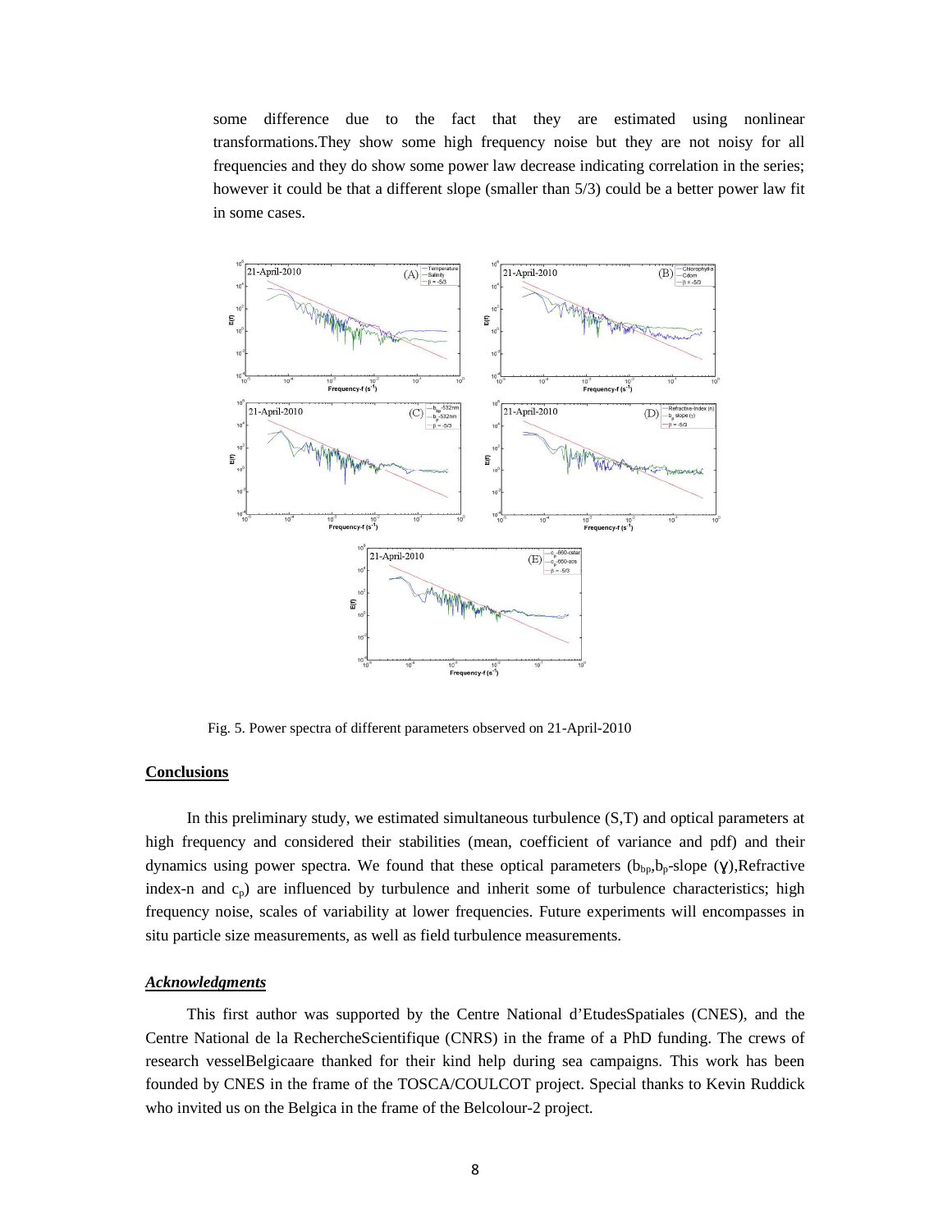some difference due to the fact that they are estimated using nonlinear transformations.They show some high frequency noise but they are not noisy for all frequencies and they do show some power law decrease indicating correlation in the series; however it could be that a different slope (smaller than 5/3) could be a better power law fit in some cases.

Fig. 5. Power spectra of different parameters observed on 21-April-2010

## Conclusions

In this preliminary study, we estimated simultaneous turbulence (S,T) and optical parameters at high frequency and considered their stabilities (mean, coefficient of variance and pdf) and their dynamics using power spectra. We found that these optical parameters ($b_{bp}$,$b_p$-slope ($\gamma$),Refractive index-n and $c_p$) are influenced by turbulence and inherit some of turbulence characteristics; high frequency noise, scales of variability at lower frequencies. Future experiments will encompasses in situ particle size measurements, as well as field turbulence measurements.

## ***Acknowledgments***

This first author was supported by the Centre National d'EtudesSpatiales (CNES), and the Centre National de la RechercheScientifique (CNRS) in the frame of a PhD funding. The crews of research vesselBelgicaare thanked for their kind help during sea campaigns. This work has been founded by CNES in the frame of the TOSCA/COULCOT project. Special thanks to Kevin Ruddick who invited us on the Belgica in the frame of the Belcolour-2 project.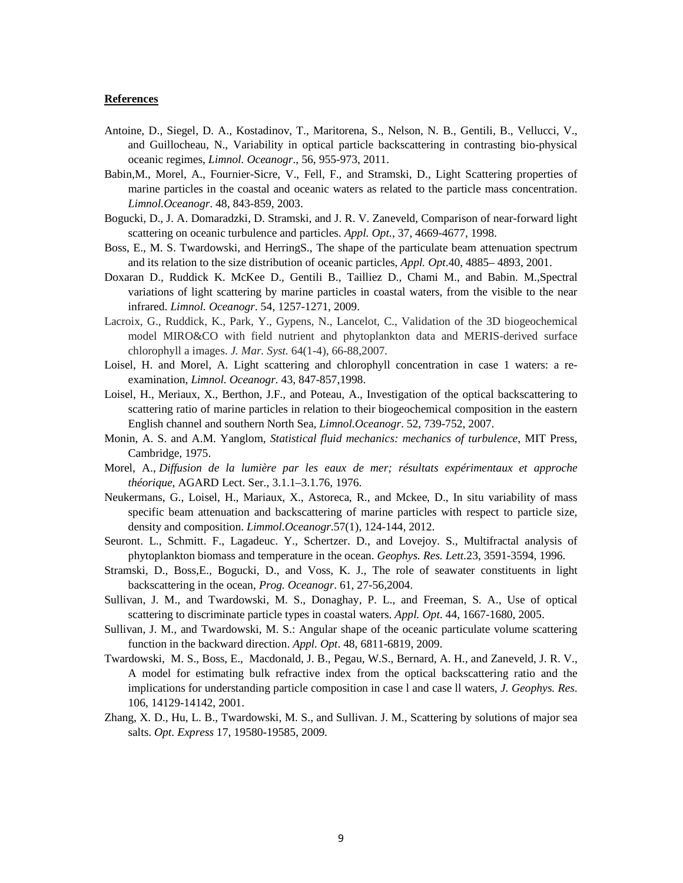**References**

Antoine, D., Siegel, D. A., Kostadinov, T., Maritorena, S., Nelson, N. B., Gentili, B., Vellucci, V., and Guillocheau, N., Variability in optical particle backscattering in contrasting bio-physical oceanic regimes, *Limnol. Oceanogr*., 56, 955-973, 2011.

Babin,M., Morel, A., Fournier-Sicre, V., Fell, F., and Stramski, D., Light Scattering properties of marine particles in the coastal and oceanic waters as related to the particle mass concentration. *Limnol.Oceanogr*. 48, 843-859, 2003.

Bogucki, D., J. A. Domaradzki, D. Stramski, and J. R. V. Zaneveld, Comparison of near-forward light scattering on oceanic turbulence and particles. *Appl. Opt.*, 37, 4669-4677, 1998.

Boss, E., M. S. Twardowski, and HerringS., The shape of the particulate beam attenuation spectrum and its relation to the size distribution of oceanic particles, *Appl. Opt*.40, 4885– 4893, 2001.

Doxaran D., Ruddick K. McKee D., Gentili B., Tailliez D., Chami M., and Babin. M.,Spectral variations of light scattering by marine particles in coastal waters, from the visible to the near infrared. *Limnol. Oceanogr*. 54, 1257-1271, 2009.

Lacroix, G., Ruddick, K., Park, Y., Gypens, N., Lancelot, C., Validation of the 3D biogeochemical model MIRO&CO with field nutrient and phytoplankton data and MERIS-derived surface chlorophyll a images. *J. Mar. Syst.* 64(1-4), 66-88,2007.

Loisel, H. and Morel, A. Light scattering and chlorophyll concentration in case 1 waters: a re-examination, *Limnol. Oceanogr*. 43, 847-857,1998.

Loisel, H., Meriaux, X., Berthon, J.F., and Poteau, A., Investigation of the optical backscattering to scattering ratio of marine particles in relation to their biogeochemical composition in the eastern English channel and southern North Sea, *Limnol.Oceanogr*. 52, 739-752, 2007.

Monin, A. S. and A.M. Yanglom, *Statistical fluid mechanics: mechanics of turbulence*, MIT Press, Cambridge, 1975.

Morel, A., *Diffusion de la lumière par les eaux de mer; résultats expérimentaux et approche théorique*, AGARD Lect. Ser., 3.1.1–3.1.76, 1976.

Neukermans, G., Loisel, H., Mariaux, X., Astoreca, R., and Mckee, D., In situ variability of mass specific beam attenuation and backscattering of marine particles with respect to particle size, density and composition. *Limmol.Oceanogr*.57(1), 124-144, 2012.

Seuront. L., Schmitt. F., Lagadeuc. Y., Schertzer. D., and Lovejoy. S., Multifractal analysis of phytoplankton biomass and temperature in the ocean. *Geophys. Res. Lett*.23, 3591-3594, 1996.

Stramski, D., Boss,E., Bogucki, D., and Voss, K. J., The role of seawater constituents in light backscattering in the ocean, *Prog. Oceanogr*. 61, 27-56,2004.

Sullivan, J. M., and Twardowski, M. S., Donaghay, P. L., and Freeman, S. A., Use of optical scattering to discriminate particle types in coastal waters. *Appl. Opt*. 44, 1667-1680, 2005.

Sullivan, J. M., and Twardowski, M. S.: Angular shape of the oceanic particulate volume scattering function in the backward direction. *Appl. Opt*. 48, 6811-6819, 2009.

Twardowski, M. S., Boss, E., Macdonald, J. B., Pegau, W.S., Bernard, A. H., and Zaneveld, J. R. V., A model for estimating bulk refractive index from the optical backscattering ratio and the implications for understanding particle composition in case l and case ll waters, *J. Geophys. Res*. 106, 14129-14142, 2001.

Zhang, X. D., Hu, L. B., Twardowski, M. S., and Sullivan. J. M., Scattering by solutions of major sea salts. *Opt. Express* 17, 19580-19585, 2009.